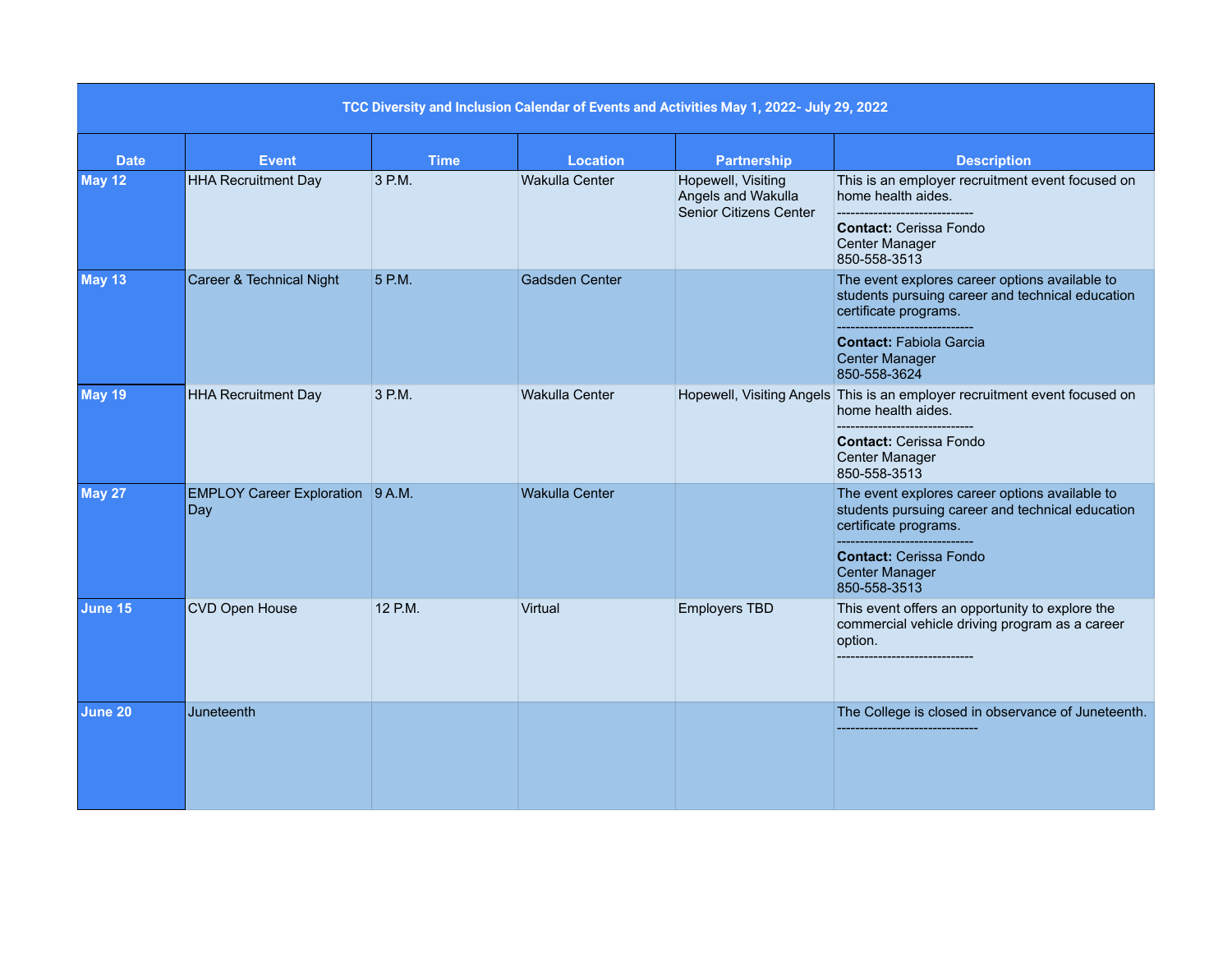| TCC Diversity and Inclusion Calendar of Events and Activities May 1, 2022- July 29, 2022 | | | | | |
|---|---|---|---|---|---|
| **Date** | **Event** | **Time** | **Location** | **Partnership** | **Description** |
| **May 12** | HHA Recruitment Day | 3 P.M. | Wakulla Center | Hopewell, Visiting Angels and Wakulla Senior Citizens Center | This is an employer recruitment event focused on home health aides.<br>------------------------------<br>**Contact:** Cerissa Fondo<br>Center Manager<br>850-558-3513 |
| **May 13** | Career & Technical Night | 5 P.M. | Gadsden Center | | The event explores career options available to students pursuing career and technical education certificate programs.<br>------------------------------<br>**Contact:** Fabiola Garcia<br>Center Manager<br>850-558-3624 |
| **May 19** | HHA Recruitment Day | 3 P.M. | Wakulla Center | Hopewell, Visiting Angels | This is an employer recruitment event focused on home health aides.<br>------------------------------<br>**Contact:** Cerissa Fondo<br>Center Manager<br>850-558-3513 |
| **May 27** | EMPLOY Career Exploration Day | 9 A.M. | Wakulla Center | | The event explores career options available to students pursuing career and technical education certificate programs.<br>------------------------------<br>**Contact:** Cerissa Fondo<br>Center Manager<br>850-558-3513 |
| **June 15** | CVD Open House | 12 P.M. | Virtual | Employers TBD | This event offers an opportunity to explore the commercial vehicle driving program as a career option.<br>------------------------------ |
| **June 20** | Juneteenth | | | | The College is closed in observance of Juneteenth.<br>------------------------------- |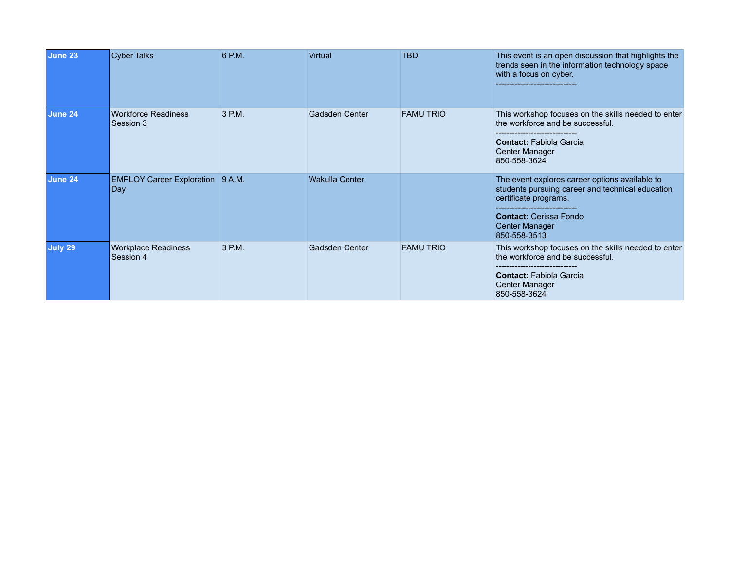| | | | | | |
|---|---|---|---|---|---|
| **June 23** | Cyber Talks | 6 P.M. | Virtual | TBD | This event is an open discussion that highlights the trends seen in the information technology space with a focus on cyber.<br>------------------------------ |
| **June 24** | Workforce Readiness Session 3 | 3 P.M. | Gadsden Center | FAMU TRIO | This workshop focuses on the skills needed to enter the workforce and be successful.<br>------------------------------<br>**Contact:** Fabiola Garcia<br>Center Manager<br>850-558-3624 |
| **June 24** | EMPLOY Career Exploration Day | 9 A.M. | Wakulla Center | | The event explores career options available to students pursuing career and technical education certificate programs.<br>------------------------------<br>**Contact:** Cerissa Fondo<br>Center Manager<br>850-558-3513 |
| **July 29** | Workplace Readiness Session 4 | 3 P.M. | Gadsden Center | FAMU TRIO | This workshop focuses on the skills needed to enter the workforce and be successful.<br>------------------------------<br>**Contact:** Fabiola Garcia<br>Center Manager<br>850-558-3624 |